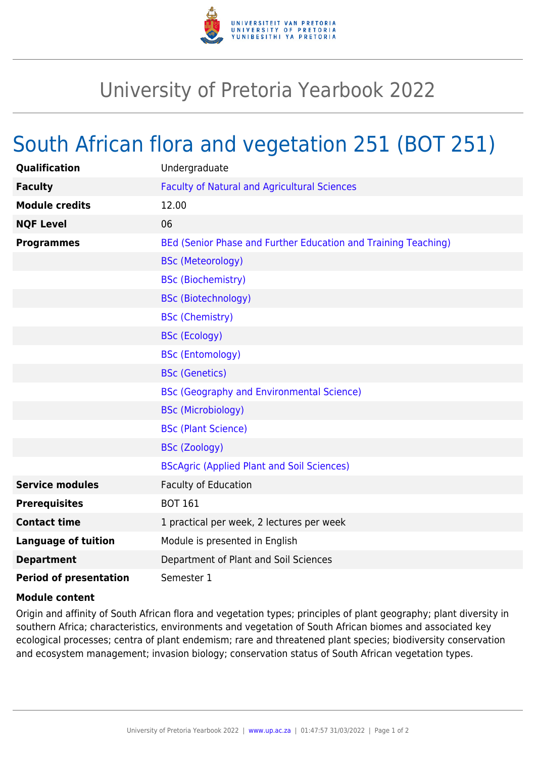# University of Pretoria Yearbook 2022

## South African flora and vegetation 251 (BOT 251)

| | |
|---|---|
| **Qualification** | Undergraduate |
| **Faculty** | Faculty of Natural and Agricultural Sciences |
| **Module credits** | 12.00 |
| **NQF Level** | 06 |
| **Programmes** | BEd (Senior Phase and Further Education and Training Teaching) |
| | BSc (Meteorology) |
| | BSc (Biochemistry) |
| | BSc (Biotechnology) |
| | BSc (Chemistry) |
| | BSc (Ecology) |
| | BSc (Entomology) |
| | BSc (Genetics) |
| | BSc (Geography and Environmental Science) |
| | BSc (Microbiology) |
| | BSc (Plant Science) |
| | BSc (Zoology) |
| | BScAgric (Applied Plant and Soil Sciences) |
| **Service modules** | Faculty of Education |
| **Prerequisites** | BOT 161 |
| **Contact time** | 1 practical per week, 2 lectures per week |
| **Language of tuition** | Module is presented in English |
| **Department** | Department of Plant and Soil Sciences |
| **Period of presentation** | Semester 1 |

**Module content**

Origin and affinity of South African flora and vegetation types; principles of plant geography; plant diversity in southern Africa; characteristics, environments and vegetation of South African biomes and associated key ecological processes; centra of plant endemism; rare and threatened plant species; biodiversity conservation and ecosystem management; invasion biology; conservation status of South African vegetation types.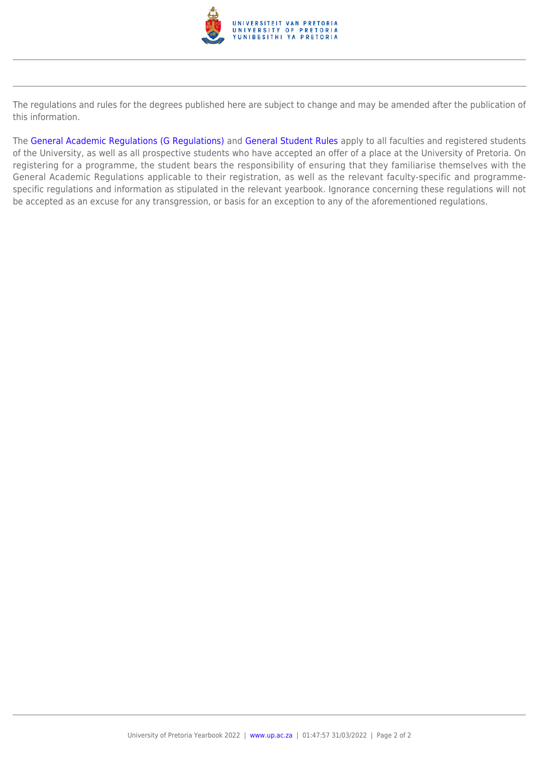The regulations and rules for the degrees published here are subject to change and may be amended after the publication of this information.

The General Academic Regulations (G Regulations) and General Student Rules apply to all faculties and registered students of the University, as well as all prospective students who have accepted an offer of a place at the University of Pretoria. On registering for a programme, the student bears the responsibility of ensuring that they familiarise themselves with the General Academic Regulations applicable to their registration, as well as the relevant faculty-specific and programme-specific regulations and information as stipulated in the relevant yearbook. Ignorance concerning these regulations will not be accepted as an excuse for any transgression, or basis for an exception to any of the aforementioned regulations.